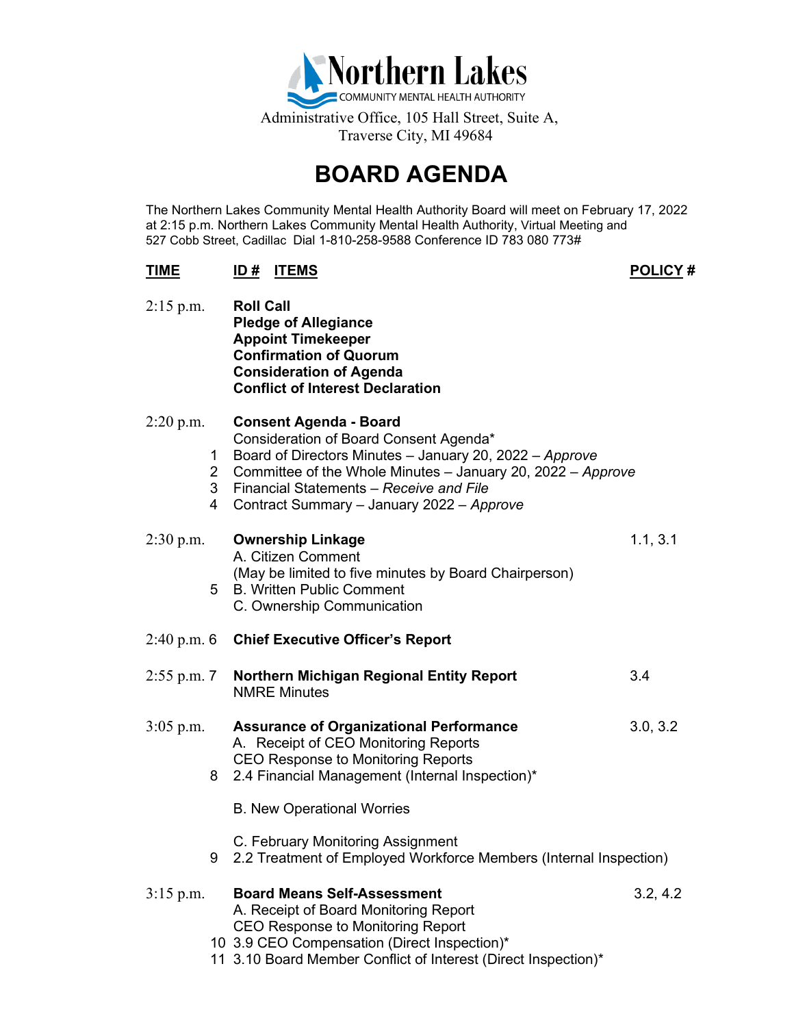# Northern Lakes

COMMUNITY MENTAL HEALTH AUTHORITY

Administrative Office, 105 Hall Street, Suite A,
Traverse City, MI 49684

# BOARD AGENDA

The Northern Lakes Community Mental Health Authority Board will meet on February 17, 2022 at 2:15 p.m. Northern Lakes Community Mental Health Authority, Virtual Meeting and 527 Cobb Street, Cadillac Dial 1-810-258-9588 Conference ID 783 080 773#

| TIME | ID # | ITEMS | POLICY # |
|---|---|---|---|
| 2:15 p.m. | | **Roll Call**<br>**Pledge of Allegiance**<br>**Appoint Timekeeper**<br>**Confirmation of Quorum**<br>**Consideration of Agenda**<br>**Conflict of Interest Declaration** | |
| 2:20 p.m. | | **Consent Agenda - Board**<br>Consideration of Board Consent Agenda* | |
| | 1 | Board of Directors Minutes – January 20, 2022 – *Approve* | |
| | 2 | Committee of the Whole Minutes – January 20, 2022 – *Approve* | |
| | 3 | Financial Statements – *Receive and File* | |
| | 4 | Contract Summary – January 2022 – *Approve* | |
| 2:30 p.m. | | **Ownership Linkage**<br>A. Citizen Comment<br>(May be limited to five minutes by Board Chairperson) | 1.1, 3.1 |
| | 5 | B. Written Public Comment | |
| | | C. Ownership Communication | |
| 2:40 p.m. | 6 | **Chief Executive Officer's Report** | |
| 2:55 p.m. | 7 | **Northern Michigan Regional Entity Report**<br>NMRE Minutes | 3.4 |
| 3:05 p.m. | | **Assurance of Organizational Performance**<br>A. Receipt of CEO Monitoring Reports<br>CEO Response to Monitoring Reports | 3.0, 3.2 |
| | 8 | 2.4 Financial Management (Internal Inspection)* | |
| | | B. New Operational Worries | |
| | | C. February Monitoring Assignment | |
| | 9 | 2.2 Treatment of Employed Workforce Members (Internal Inspection) | |
| 3:15 p.m. | | **Board Means Self-Assessment**<br>A. Receipt of Board Monitoring Report<br>CEO Response to Monitoring Report | 3.2, 4.2 |
| | 10 | 3.9 CEO Compensation (Direct Inspection)* | |
| | 11 | 3.10 Board Member Conflict of Interest (Direct Inspection)* | |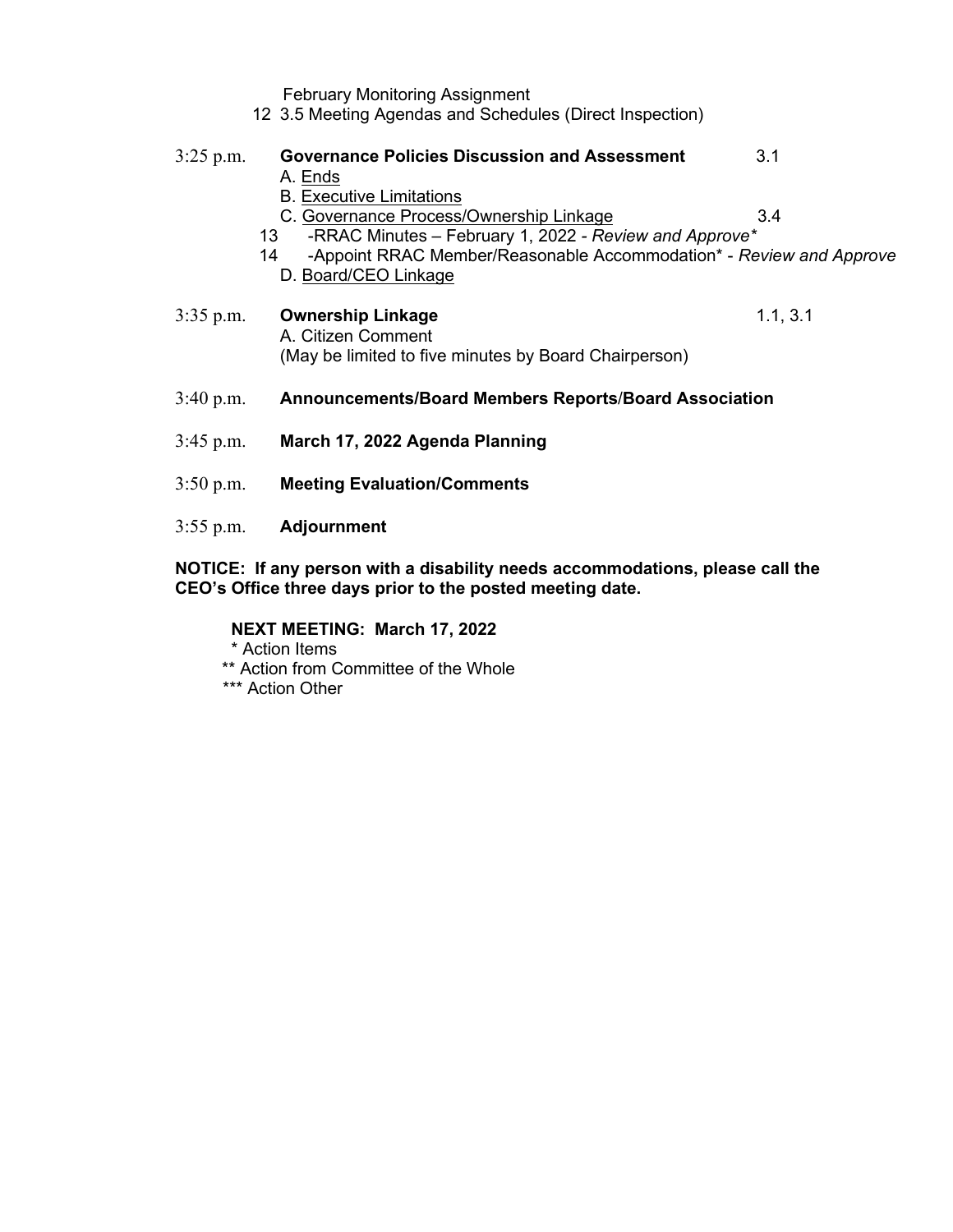February Monitoring Assignment

12 3.5 Meeting Agendas and Schedules (Direct Inspection)

3:25 p.m. **Governance Policies Discussion and Assessment** 3.1

A. Ends

B. Executive Limitations

C. Governance Process/Ownership Linkage 3.4

13 -RRAC Minutes – February 1, 2022 - *Review and Approve**

14 -Appoint RRAC Member/Reasonable Accommodation* - *Review and Approve*

D. Board/CEO Linkage

3:35 p.m. **Ownership Linkage** 1.1, 3.1

A. Citizen Comment

(May be limited to five minutes by Board Chairperson)

3:40 p.m. **Announcements/Board Members Reports/Board Association**

3:45 p.m. **March 17, 2022 Agenda Planning**

3:50 p.m. **Meeting Evaluation/Comments**

3:55 p.m. **Adjournment**

**NOTICE: If any person with a disability needs accommodations, please call the CEO's Office three days prior to the posted meeting date.**

**NEXT MEETING: March 17, 2022**

\* Action Items

** Action from Committee of the Whole

*** Action Other